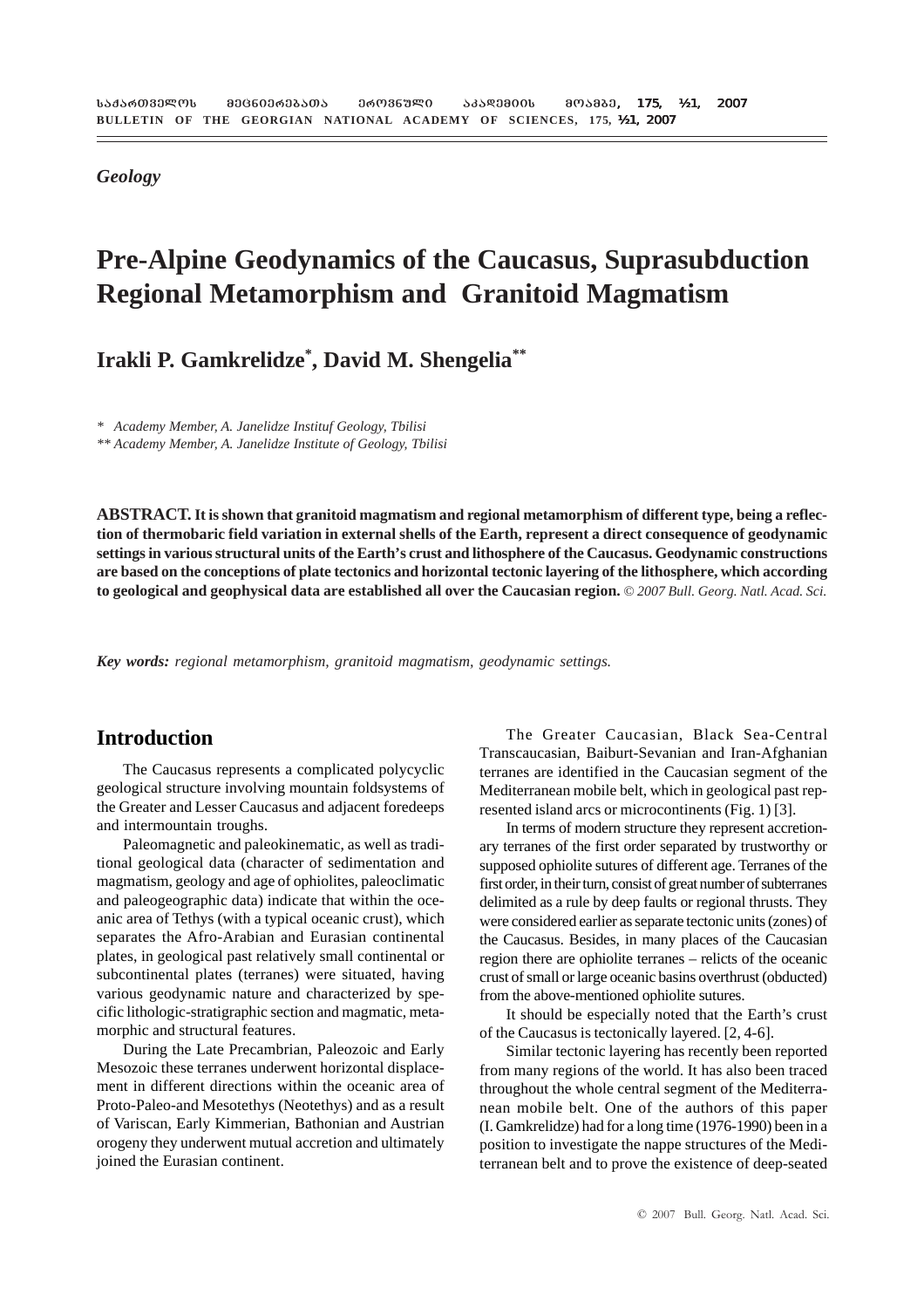*Geology*

# Pre-Alpine Geodynamics of the Caucasus, Suprasubduction Regional Metamorphism and Granitoid Magmatism

## Irakli P. Gamkrelidze*, David M. Shengelia**

\* *Academy Member, A. Janelidze Instituf Geology, Tbilisi*

\*\* *Academy Member, A. Janelidze Institute of Geology, Tbilisi*

**ABSTRACT. It is shown that granitoid magmatism and regional metamorphism of different type, being a reflection of thermobaric field variation in external shells of the Earth, represent a direct consequence of geodynamic settings in various structural units of the Earth's crust and lithosphere of the Caucasus. Geodynamic constructions are based on the conceptions of plate tectonics and horizontal tectonic layering of the lithosphere, which according to geological and geophysical data are established all over the Caucasian region.** *© 2007 Bull. Georg. Natl. Acad. Sci.*

***Key words:*** *regional metamorphism, granitoid magmatism, geodynamic settings.*

## Introduction

The Caucasus represents a complicated polycyclic geological structure involving mountain foldsystems of the Greater and Lesser Caucasus and adjacent foredeeps and intermountain troughs.

Paleomagnetic and paleokinematic, as well as traditional geological data (character of sedimentation and magmatism, geology and age of ophiolites, paleoclimatic and paleogeographic data) indicate that within the oceanic area of Tethys (with a typical oceanic crust), which separates the Afro-Arabian and Eurasian continental plates, in geological past relatively small continental or subcontinental plates (terranes) were situated, having various geodynamic nature and characterized by specific lithologic-stratigraphic section and magmatic, metamorphic and structural features.

During the Late Precambrian, Paleozoic and Early Mesozoic these terranes underwent horizontal displacement in different directions within the oceanic area of Proto-Paleo-and Mesotethys (Neotethys) and as a result of Variscan, Early Kimmerian, Bathonian and Austrian orogeny they underwent mutual accretion and ultimately joined the Eurasian continent.

The Greater Caucasian, Black Sea-Central Transcaucasian, Baiburt-Sevanian and Iran-Afghanian terranes are identified in the Caucasian segment of the Mediterranean mobile belt, which in geological past represented island arcs or microcontinents (Fig. 1) [3].

In terms of modern structure they represent accretionary terranes of the first order separated by trustworthy or supposed ophiolite sutures of different age. Terranes of the first order, in their turn, consist of great number of subterranes delimited as a rule by deep faults or regional thrusts. They were considered earlier as separate tectonic units (zones) of the Caucasus. Besides, in many places of the Caucasian region there are ophiolite terranes – relicts of the oceanic crust of small or large oceanic basins overthrust (obducted) from the above-mentioned ophiolite sutures.

It should be especially noted that the Earth's crust of the Caucasus is tectonically layered. [2, 4-6].

Similar tectonic layering has recently been reported from many regions of the world. It has also been traced throughout the whole central segment of the Mediterranean mobile belt. One of the authors of this paper (I. Gamkrelidze) had for a long time (1976-1990) been in a position to investigate the nappe structures of the Mediterranean belt and to prove the existence of deep-seated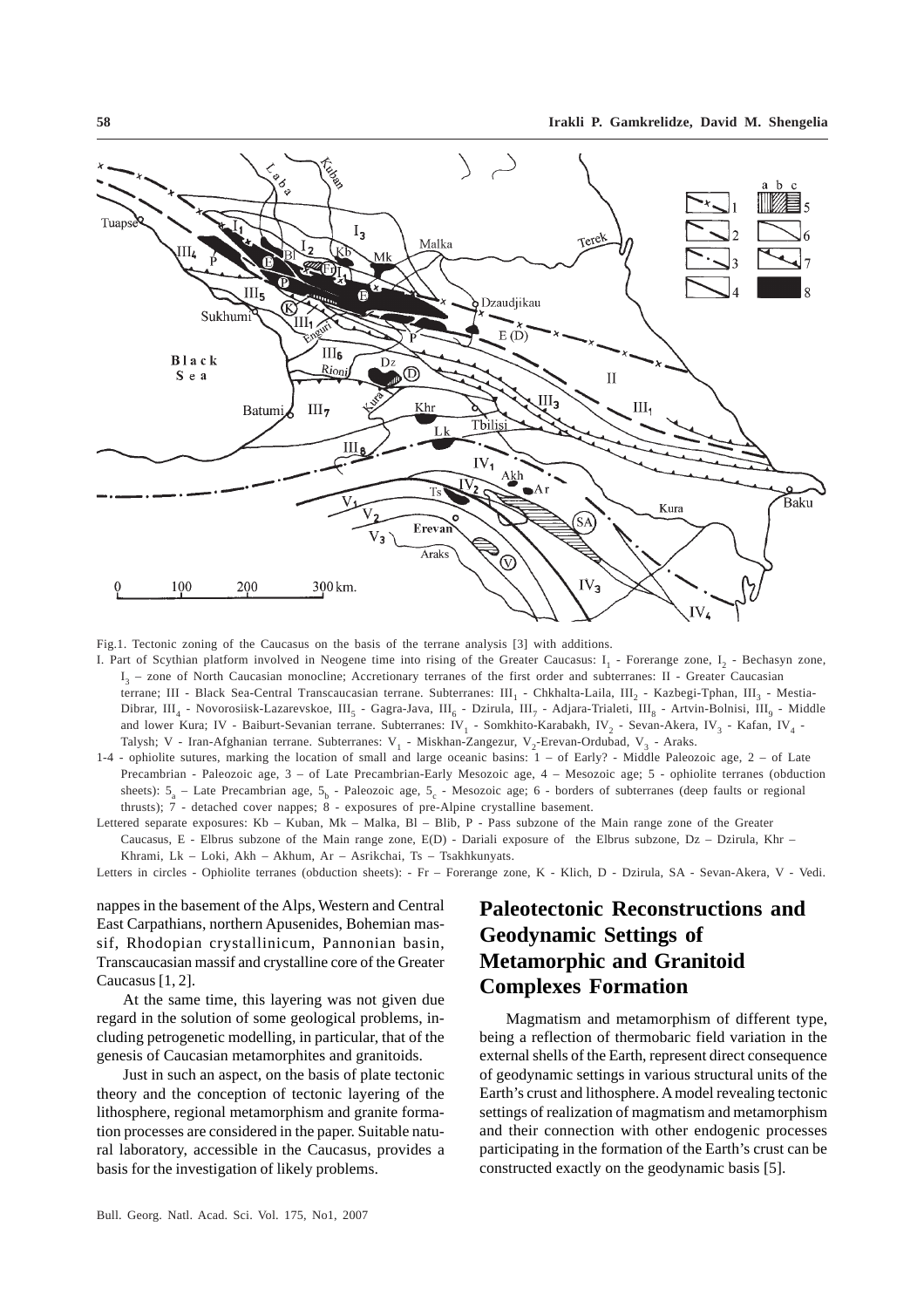Fig.1. Tectonic zoning of the Caucasus on the basis of the terrane analysis [3] with additions.

I. Part of Scythian platform involved in Neogene time into rising of the Greater Caucasus: $I_1$ - Forerange zone, $I_2$ - Bechasyn zone, $I_3$ – zone of North Caucasian monocline; Accretionary terranes of the first order and subterranes: II - Greater Caucasian terrane; III - Black Sea-Central Transcaucasian terrane. Subterranes: $III_1$ - Chkhalta-Laila, $III_2$ - Kazbegi-Tphan, $III_3$ - Mestia-Dibrar, $III_4$ - Novorosiisk-Lazarevskoe, $III_5$ - Gagra-Java, $III_6$ - Dzirula, $III_7$ - Adjara-Trialeti, $III_8$ - Artvin-Bolnisi, $III_9$ - Middle and lower Kura; IV - Baiburt-Sevanian terrane. Subterranes: $IV_1$ - Somkhito-Karabakh, $IV_2$ - Sevan-Akera, $IV_3$ - Kafan, $IV_4$ - Talysh; V - Iran-Afghanian terrane. Subterranes: $V_1$ - Miskhan-Zangezur, $V_2$-Erevan-Ordubad, $V_3$ - Araks.

1-4 - ophiolite sutures, marking the location of small and large oceanic basins: 1 – of Early? - Middle Paleozoic age, 2 – of Late Precambrian - Paleozoic age, 3 – of Late Precambrian-Early Mesozoic age, 4 – Mesozoic age; 5 - ophiolite terranes (obduction sheets): $5_a$ – Late Precambrian age, $5_b$ - Paleozoic age, $5_c$ - Mesozoic age; 6 - borders of subterranes (deep faults or regional thrusts); 7 - detached cover nappes; 8 - exposures of pre-Alpine crystalline basement.

Lettered separate exposures: Kb – Kuban, Mk – Malka, Bl – Blib, P - Pass subzone of the Main range zone of the Greater Caucasus, E - Elbrus subzone of the Main range zone, E(D) - Dariali exposure of the Elbrus subzone, Dz – Dzirula, Khr – Khrami, Lk – Loki, Akh – Akhum, Ar – Asrikchai, Ts – Tsakhkunyats.

Letters in circles - Ophiolite terranes (obduction sheets): - Fr – Forerange zone, K - Klich, D - Dzirula, SA - Sevan-Akera, V - Vedi.

nappes in the basement of the Alps, Western and Central East Carpathians, northern Apusenides, Bohemian massif, Rhodopian crystallinicum, Pannonian basin, Transcaucasian massif and crystalline core of the Greater Caucasus [1, 2].

At the same time, this layering was not given due regard in the solution of some geological problems, including petrogenetic modelling, in particular, that of the genesis of Caucasian metamorphites and granitoids.

Just in such an aspect, on the basis of plate tectonic theory and the conception of tectonic layering of the lithosphere, regional metamorphism and granite formation processes are considered in the paper. Suitable natural laboratory, accessible in the Caucasus, provides a basis for the investigation of likely problems.

## Paleotectonic Reconstructions and Geodynamic Settings of Metamorphic and Granitoid Complexes Formation

Magmatism and metamorphism of different type, being a reflection of thermobaric field variation in the external shells of the Earth, represent direct consequence of geodynamic settings in various structural units of the Earth's crust and lithosphere. A model revealing tectonic settings of realization of magmatism and metamorphism and their connection with other endogenic processes participating in the formation of the Earth's crust can be constructed exactly on the geodynamic basis [5].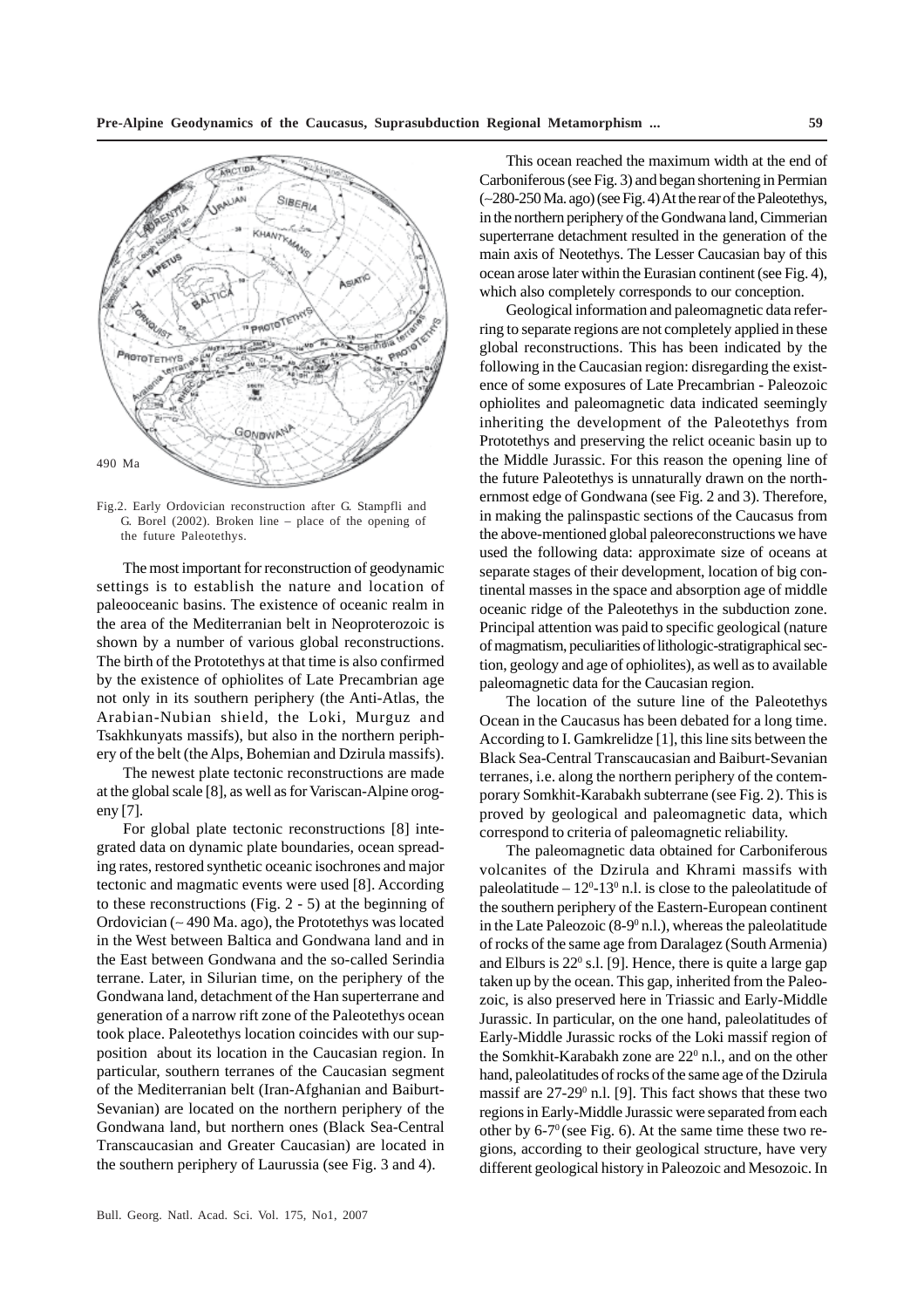Fig.2. Early Ordovician reconstruction after G. Stampfli and G. Borel (2002). Broken line – place of the opening of the future Paleotethys.

The most important for reconstruction of geodynamic settings is to establish the nature and location of paleooceanic basins. The existence of oceanic realm in the area of the Mediterranian belt in Neoproterozoic is shown by a number of various global reconstructions. The birth of the Prototethys at that time is also confirmed by the existence of ophiolites of Late Precambrian age not only in its southern periphery (the Anti-Atlas, the Arabian-Nubian shield, the Loki, Murguz and Tsakhkunyats massifs), but also in the northern periphery of the belt (the Alps, Bohemian and Dzirula massifs).

The newest plate tectonic reconstructions are made at the global scale [8], as well as for Variscan-Alpine orogeny [7].

For global plate tectonic reconstructions [8] integrated data on dynamic plate boundaries, ocean spreading rates, restored synthetic oceanic isochrones and major tectonic and magmatic events were used [8]. According to these reconstructions (Fig. 2 - 5) at the beginning of Ordovician (~ 490 Ma. ago), the Prototethys was located in the West between Baltica and Gondwana land and in the East between Gondwana and the so-called Serindia terrane. Later, in Silurian time, on the periphery of the Gondwana land, detachment of the Han superterrane and generation of a narrow rift zone of the Paleotethys ocean took place. Paleotethys location coincides with our supposition about its location in the Caucasian region. In particular, southern terranes of the Caucasian segment of the Mediterranian belt (Iran-Afghanian and Baiburt-Sevanian) are located on the northern periphery of the Gondwana land, but northern ones (Black Sea-Central Transcaucasian and Greater Caucasian) are located in the southern periphery of Laurussia (see Fig. 3 and 4).

This ocean reached the maximum width at the end of Carboniferous (see Fig. 3) and began shortening in Permian (~280-250 Ma. ago) (see Fig. 4) At the rear of the Paleotethys, in the northern periphery of the Gondwana land, Cimmerian superterrane detachment resulted in the generation of the main axis of Neotethys. The Lesser Caucasian bay of this ocean arose later within the Eurasian continent (see Fig. 4), which also completely corresponds to our conception.

Geological information and paleomagnetic data referring to separate regions are not completely applied in these global reconstructions. This has been indicated by the following in the Caucasian region: disregarding the existence of some exposures of Late Precambrian - Paleozoic ophiolites and paleomagnetic data indicated seemingly inheriting the development of the Paleotethys from Prototethys and preserving the relict oceanic basin up to the Middle Jurassic. For this reason the opening line of the future Paleotethys is unnaturally drawn on the northernmost edge of Gondwana (see Fig. 2 and 3). Therefore, in making the palinspastic sections of the Caucasus from the above-mentioned global paleoreconstructions we have used the following data: approximate size of oceans at separate stages of their development, location of big continental masses in the space and absorption age of middle oceanic ridge of the Paleotethys in the subduction zone. Principal attention was paid to specific geological (nature of magmatism, peculiarities of lithologic-stratigraphical section, geology and age of ophiolites), as well as to available paleomagnetic data for the Caucasian region.

The location of the suture line of the Paleotethys Ocean in the Caucasus has been debated for a long time. According to I. Gamkrelidze [1], this line sits between the Black Sea-Central Transcaucasian and Baiburt-Sevanian terranes, i.e. along the northern periphery of the contemporary Somkhit-Karabakh subterrane (see Fig. 2). This is proved by geological and paleomagnetic data, which correspond to criteria of paleomagnetic reliability.

The paleomagnetic data obtained for Carboniferous volcanites of the Dzirula and Khrami massifs with paleolatitude – $12^0$-$13^0$ n.l. is close to the paleolatitude of the southern periphery of the Eastern-European continent in the Late Paleozoic (8-$9^0$ n.l.), whereas the paleolatitude of rocks of the same age from Daralagez (South Armenia) and Elburs is $22^0$ s.l. [9]. Hence, there is quite a large gap taken up by the ocean. This gap, inherited from the Paleozoic, is also preserved here in Triassic and Early-Middle Jurassic. In particular, on the one hand, paleolatitudes of Early-Middle Jurassic rocks of the Loki massif region of the Somkhit-Karabakh zone are $22^0$ n.l., and on the other hand, paleolatitudes of rocks of the same age of the Dzirula massif are 27-$29^0$ n.l. [9]. This fact shows that these two regions in Early-Middle Jurassic were separated from each other by 6-$7^0$ (see Fig. 6). At the same time these two regions, according to their geological structure, have very different geological history in Paleozoic and Mesozoic. In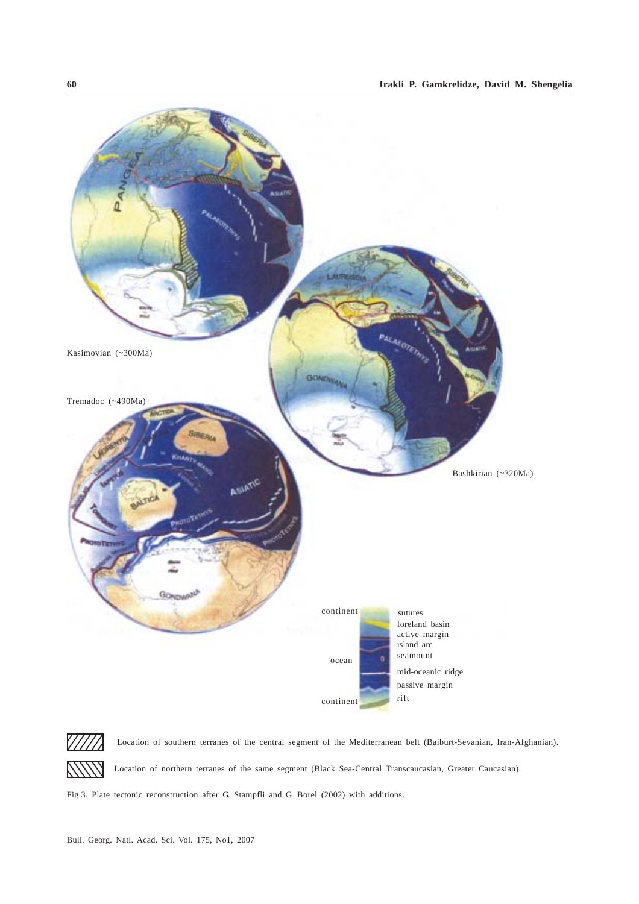Kasimovian (~300Ma)

Tremadoc (~490Ma)

Bashkirian (~320Ma)

continent, ocean, continent

sutures
foreland basin
active margin
island arc
seamount
mid-oceanic ridge
passive margin
rift

Location of southern terranes of the central segment of the Mediterranean belt (Baiburt-Sevanian, Iran-Afghanian).

Location of northern terranes of the same segment (Black Sea-Central Transcaucasian, Greater Caucasian).

Fig.3. Plate tectonic reconstruction after G. Stampfli and G. Borel (2002) with additions.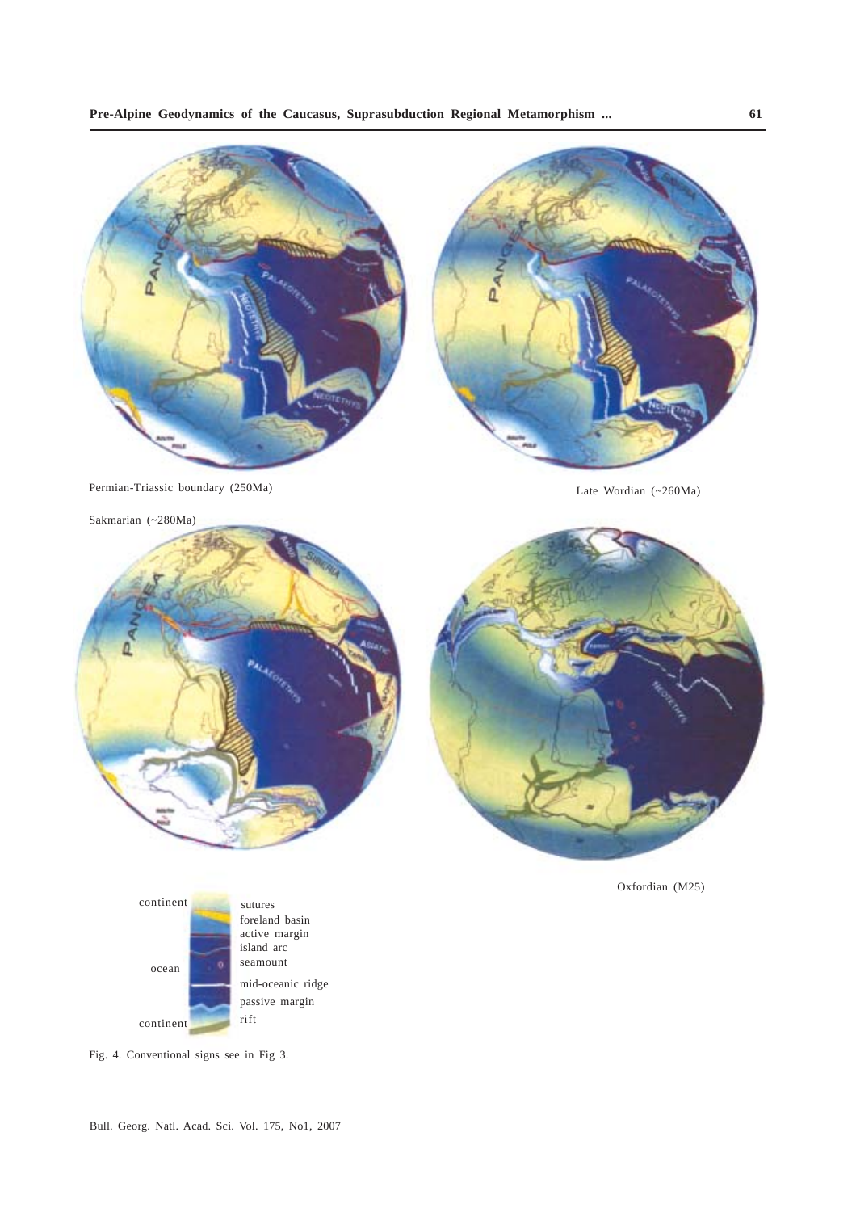Permian-Triassic boundary (250Ma)

Late Wordian (~260Ma)

Sakmarian (~280Ma)

Oxfordian (M25)

| | |
|---|---|
| continent | sutures |
| | foreland basin |
| | active margin |
| | island arc |
| ocean | seamount |
| | mid-oceanic ridge |
| | passive margin |
| continent | rift |

Fig. 4. Conventional signs see in Fig 3.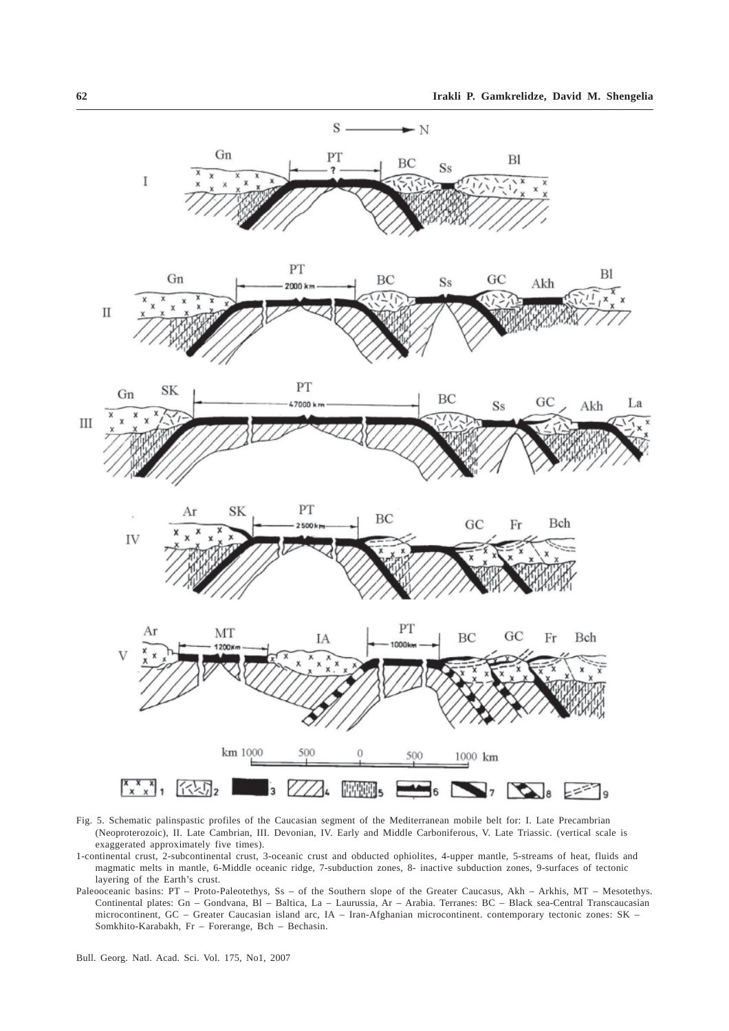Fig. 5. Schematic palinspastic profiles of the Caucasian segment of the Mediterranean mobile belt for: I. Late Precambrian (Neoproterozoic), II. Late Cambrian, III. Devonian, IV. Early and Middle Carboniferous, V. Late Triassic. (vertical scale is exaggerated approximately five times).

1-continental crust, 2-subcontinental crust, 3-oceanic crust and obducted ophiolites, 4-upper mantle, 5-streams of heat, fluids and magmatic melts in mantle, 6-Middle oceanic ridge, 7-subduction zones, 8- inactive subduction zones, 9-surfaces of tectonic layering of the Earth's crust.

Paleooceanic basins: PT – Proto-Paleotethys, Ss – of the Southern slope of the Greater Caucasus, Akh – Arkhis, MT – Mesotethys. Continental plates: Gn – Gondvana, Bl – Baltica, La – Laurussia, Ar – Arabia. Terranes: BC – Black sea-Central Transcaucasian microcontinent, GC – Greater Caucasian island arc, IA – Iran-Afghanian microcontinent. contemporary tectonic zones: SK – Somkhito-Karabakh, Fr – Forerange, Bch – Bechasin.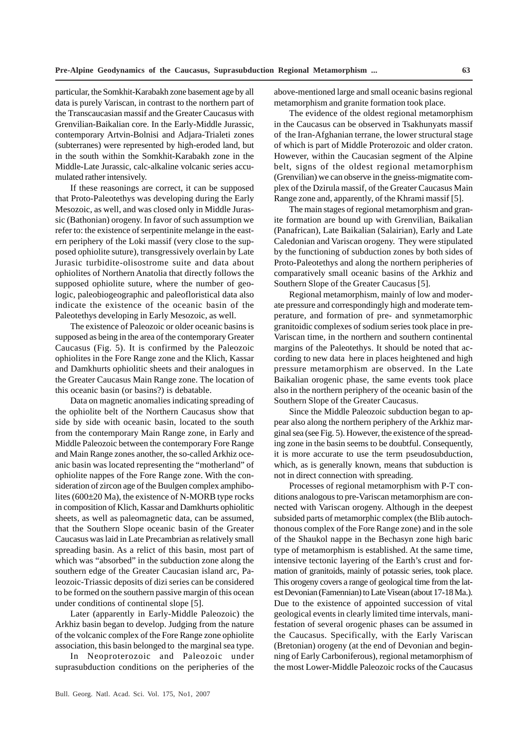particular, the Somkhit-Karabakh zone basement age by all data is purely Variscan, in contrast to the northern part of the Transcaucasian massif and the Greater Caucasus with Grenvilian-Baikalian core. In the Early-Middle Jurassic, contemporary Artvin-Bolnisi and Adjara-Trialeti zones (subterranes) were represented by high-eroded land, but in the south within the Somkhit-Karabakh zone in the Middle-Late Jurassic, calc-alkaline volcanic series accumulated rather intensively.

If these reasonings are correct, it can be supposed that Proto-Paleotethys was developing during the Early Mesozoic, as well, and was closed only in Middle Jurassic (Bathonian) orogeny. In favor of such assumption we refer to: the existence of serpentinite melange in the eastern periphery of the Loki massif (very close to the supposed ophiolite suture), transgressively overlain by Late Jurasic turbidite-olisostrome suite and data about ophiolites of Northern Anatolia that directly follows the supposed ophiolite suture, where the number of geologic, paleobiogeographic and paleofloristical data also indicate the existence of the oceanic basin of the Paleotethys developing in Early Mesozoic, as well.

The existence of Paleozoic or older oceanic basins is supposed as being in the area of the contemporary Greater Caucasus (Fig. 5). It is confirmed by the Paleozoic ophiolites in the Fore Range zone and the Klich, Kassar and Damkhurts ophiolitic sheets and their analogues in the Greater Caucasus Main Range zone. The location of this oceanic basin (or basins?) is debatable.

Data on magnetic anomalies indicating spreading of the ophiolite belt of the Northern Caucasus show that side by side with oceanic basin, located to the south from the contemporary Main Range zone, in Early and Middle Paleozoic between the contemporary Fore Range and Main Range zones another, the so-called Arkhiz oceanic basin was located representing the "motherland" of ophiolite nappes of the Fore Range zone. With the consideration of zircon age of the Buulgen complex amphibolites (600±20 Ma), the existence of N-MORB type rocks in composition of Klich, Kassar and Damkhurts ophiolitic sheets, as well as paleomagnetic data, can be assumed, that the Southern Slope oceanic basin of the Greater Caucasus was laid in Late Precambrian as relatively small spreading basin. As a relict of this basin, most part of which was "absorbed" in the subduction zone along the southern edge of the Greater Caucasian island arc, Paleozoic-Triassic deposits of dizi series can be considered to be formed on the southern passive margin of this ocean under conditions of continental slope [5].

Later (apparently in Early-Middle Paleozoic) the Arkhiz basin began to develop. Judging from the nature of the volcanic complex of the Fore Range zone ophiolite association, this basin belonged to the marginal sea type.

In Neoproterozoic and Paleozoic under suprasubduction conditions on the peripheries of the above-mentioned large and small oceanic basins regional metamorphism and granite formation took place.

The evidence of the oldest regional metamorphism in the Caucasus can be observed in Tsakhunyats massif of the Iran-Afghanian terrane, the lower structural stage of which is part of Middle Proterozoic and older craton. However, within the Caucasian segment of the Alpine belt, signs of the oldest regional metamorphism (Grenvilian) we can observe in the gneiss-migmatite complex of the Dzirula massif, of the Greater Caucasus Main Range zone and, apparently, of the Khrami massif [5].

The main stages of regional metamorphism and granite formation are bound up with Grenvilian, Baikalian (Panafrican), Late Baikalian (Salairian), Early and Late Caledonian and Variscan orogeny. They were stipulated by the functioning of subduction zones by both sides of Proto-Paleotethys and along the northern peripheries of comparatively small oceanic basins of the Arkhiz and Southern Slope of the Greater Caucasus [5].

Regional metamorphism, mainly of low and moderate pressure and correspondingly high and moderate temperature, and formation of pre- and synmetamorphic granitoidic complexes of sodium series took place in pre-Variscan time, in the northern and southern continental margins of the Paleotethys. It should be noted that according to new data here in places heightened and high pressure metamorphism are observed. In the Late Baikalian orogenic phase, the same events took place also in the northern periphery of the oceanic basin of the Southern Slope of the Greater Caucasus.

Since the Middle Paleozoic subduction began to appear also along the northern periphery of the Arkhiz marginal sea (see Fig. 5). However, the existence of the spreading zone in the basin seems to be doubtful. Consequently, it is more accurate to use the term pseudosubduction, which, as is generally known, means that subduction is not in direct connection with spreading.

Processes of regional metamorphism with P-T conditions analogous to pre-Variscan metamorphism are connected with Variscan orogeny. Although in the deepest subsided parts of metamorphic complex (the Blib autochthonous complex of the Fore Range zone) and in the sole of the Shaukol nappe in the Bechasyn zone high baric type of metamorphism is established. At the same time, intensive tectonic layering of the Earth's crust and formation of granitoids, mainly of potassic series, took place. This orogeny covers a range of geological time from the latest Devonian (Famennian) to Late Visean (about 17-18 Ma.). Due to the existence of appointed succession of vital geological events in clearly limited time intervals, manifestation of several orogenic phases can be assumed in the Caucasus. Specifically, with the Early Variscan (Bretonian) orogeny (at the end of Devonian and beginning of Early Carboniferous), regional metamorphism of the most Lower-Middle Paleozoic rocks of the Caucasus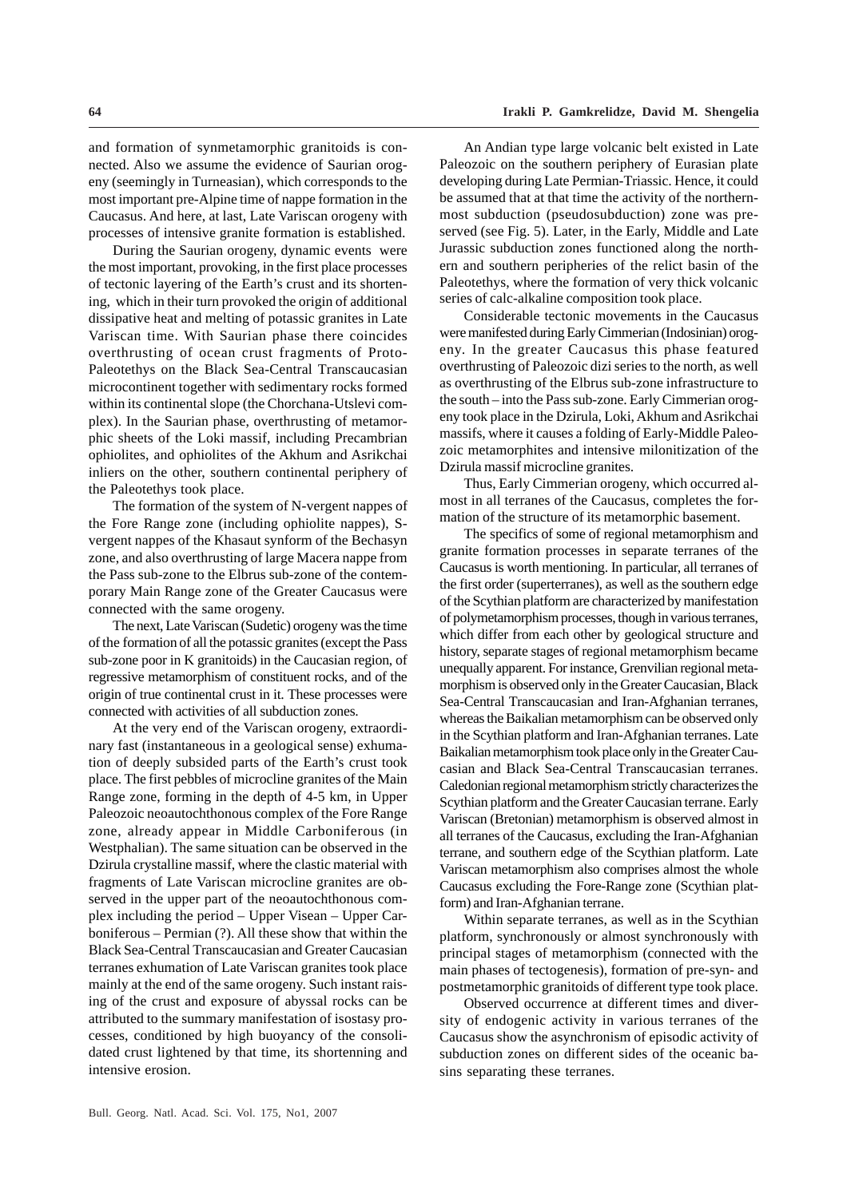and formation of synmetamorphic granitoids is connected. Also we assume the evidence of Saurian orogeny (seemingly in Turneasian), which corresponds to the most important pre-Alpine time of nappe formation in the Caucasus. And here, at last, Late Variscan orogeny with processes of intensive granite formation is established.

During the Saurian orogeny, dynamic events were the most important, provoking, in the first place processes of tectonic layering of the Earth's crust and its shortening, which in their turn provoked the origin of additional dissipative heat and melting of potassic granites in Late Variscan time. With Saurian phase there coincides overthrusting of ocean crust fragments of Proto-Paleotethys on the Black Sea-Central Transcaucasian microcontinent together with sedimentary rocks formed within its continental slope (the Chorchana-Utslevi complex). In the Saurian phase, overthrusting of metamorphic sheets of the Loki massif, including Precambrian ophiolites, and ophiolites of the Akhum and Asrikchai inliers on the other, southern continental periphery of the Paleotethys took place.

The formation of the system of N-vergent nappes of the Fore Range zone (including ophiolite nappes), S-vergent nappes of the Khasaut synform of the Bechasyn zone, and also overthrusting of large Macera nappe from the Pass sub-zone to the Elbrus sub-zone of the contemporary Main Range zone of the Greater Caucasus were connected with the same orogeny.

The next, Late Variscan (Sudetic) orogeny was the time of the formation of all the potassic granites (except the Pass sub-zone poor in K granitoids) in the Caucasian region, of regressive metamorphism of constituent rocks, and of the origin of true continental crust in it. These processes were connected with activities of all subduction zones.

At the very end of the Variscan orogeny, extraordinary fast (instantaneous in a geological sense) exhumation of deeply subsided parts of the Earth's crust took place. The first pebbles of microcline granites of the Main Range zone, forming in the depth of 4-5 km, in Upper Paleozoic neoautochthonous complex of the Fore Range zone, already appear in Middle Carboniferous (in Westphalian). The same situation can be observed in the Dzirula crystalline massif, where the clastic material with fragments of Late Variscan microcline granites are observed in the upper part of the neoautochthonous complex including the period – Upper Visean – Upper Carboniferous – Permian (?). All these show that within the Black Sea-Central Transcaucasian and Greater Caucasian terranes exhumation of Late Variscan granites took place mainly at the end of the same orogeny. Such instant raising of the crust and exposure of abyssal rocks can be attributed to the summary manifestation of isostasy processes, conditioned by high buoyancy of the consolidated crust lightened by that time, its shortenning and intensive erosion.

An Andian type large volcanic belt existed in Late Paleozoic on the southern periphery of Eurasian plate developing during Late Permian-Triassic. Hence, it could be assumed that at that time the activity of the northernmost subduction (pseudosubduction) zone was preserved (see Fig. 5). Later, in the Early, Middle and Late Jurassic subduction zones functioned along the northern and southern peripheries of the relict basin of the Paleotethys, where the formation of very thick volcanic series of calc-alkaline composition took place.

Considerable tectonic movements in the Caucasus were manifested during Early Cimmerian (Indosinian) orogeny. In the greater Caucasus this phase featured overthrusting of Paleozoic dizi series to the north, as well as overthrusting of the Elbrus sub-zone infrastructure to the south – into the Pass sub-zone. Early Cimmerian orogeny took place in the Dzirula, Loki, Akhum and Asrikchai massifs, where it causes a folding of Early-Middle Paleozoic metamorphites and intensive milonitization of the Dzirula massif microcline granites.

Thus, Early Cimmerian orogeny, which occurred almost in all terranes of the Caucasus, completes the formation of the structure of its metamorphic basement.

The specifics of some of regional metamorphism and granite formation processes in separate terranes of the Caucasus is worth mentioning. In particular, all terranes of the first order (superterranes), as well as the southern edge of the Scythian platform are characterized by manifestation of polymetamorphism processes, though in various terranes, which differ from each other by geological structure and history, separate stages of regional metamorphism became unequally apparent. For instance, Grenvilian regional metamorphism is observed only in the Greater Caucasian, Black Sea-Central Transcaucasian and Iran-Afghanian terranes, whereas the Baikalian metamorphism can be observed only in the Scythian platform and Iran-Afghanian terranes. Late Baikalian metamorphism took place only in the Greater Caucasian and Black Sea-Central Transcaucasian terranes. Caledonian regional metamorphism strictly characterizes the Scythian platform and the Greater Caucasian terrane. Early Variscan (Bretonian) metamorphism is observed almost in all terranes of the Caucasus, excluding the Iran-Afghanian terrane, and southern edge of the Scythian platform. Late Variscan metamorphism also comprises almost the whole Caucasus excluding the Fore-Range zone (Scythian platform) and Iran-Afghanian terrane.

Within separate terranes, as well as in the Scythian platform, synchronously or almost synchronously with principal stages of metamorphism (connected with the main phases of tectogenesis), formation of pre-syn- and postmetamorphic granitoids of different type took place.

Observed occurrence at different times and diversity of endogenic activity in various terranes of the Caucasus show the asynchronism of episodic activity of subduction zones on different sides of the oceanic basins separating these terranes.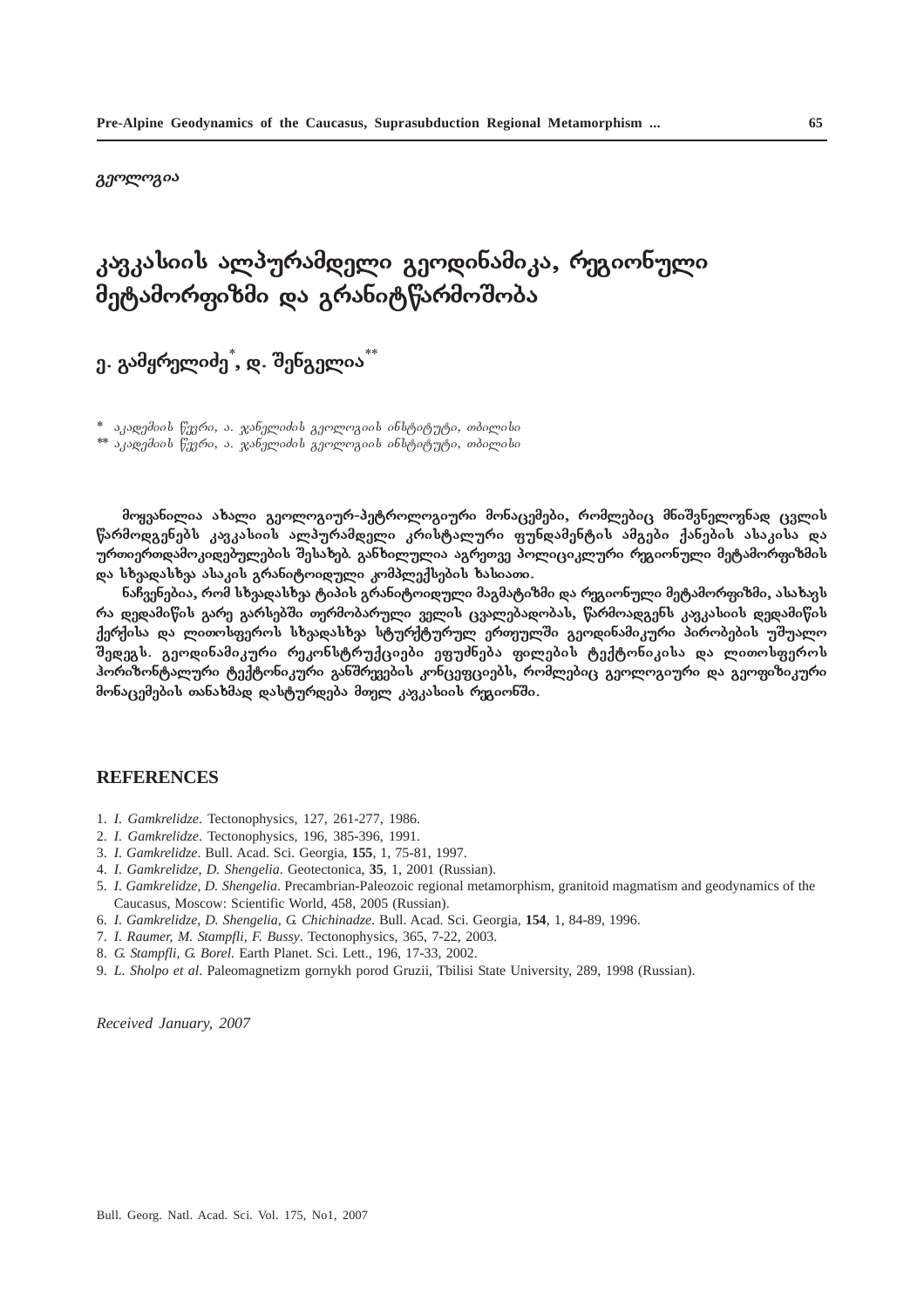გეოლოგია

# კავკასიის ალპურამდელი გეოდინამიკა, რეგიონული მეტამორფიზმი და გრანიტწარმოშობა

## ე. გამყრელიძე[*], დ. შენგელია[**]

\* აკადემიის წევრი, ა. ჯანელიძის გეოლოგიის ინსტიტუტი, თბილისი

\*\* აკადემიის წევრი, ა. ჯანელიძის გეოლოგიის ინსტიტუტი, თბილისი

მოყვანილია ახალი გეოლოგიურ-პეტროლოგიური მონაცემები, რომლებიც მნიშვნელოვნად ცვლის წარმოდგენებს კავკასიის ალპურამდელი კრისტალური ფუნდამენტის ამგები ქანების ასაკისა და ურთიერთდამოკიდებულების შესახებ. განხილულია აგრეთვე პოლიციკლური რეგიონული მეტამორფიზმის და სხვადასხვა ასაკის გრანიტოიდული კომპლექსების ხასიათი.

ნაჩვენებია, რომ სხვადასხვა ტიპის გრანიტოიდული მაგმატიზმი და რეგიონული მეტამორფიზმი, ასახავს რა დედამიწის გარე გარსებში თერმობარული ველის ცვალებადობას, წარმოადგენს კავკასიის დედამიწის ქერქისა და ლითოსფეროს სხვადასხვა სტურქტურულ ერთეულში გეოდინამიკური პირობების უშუალო შედეგს. გეოდინამიკური რეკონსტრუქციები ეფუძნება ფილების ტექტონიკისა და ლითოსფეროს ჰორიზონტალური ტექტონიკური განშრევების კონცეფციებს, რომლებიც გეოლოგიური და გეოფიზიკური მონაცემების თანახმად დასტურდება მთელ კავკასიის რეგიონში.

## REFERENCES

1. *I. Gamkrelidze*. Tectonophysics, 127, 261-277, 1986.
2. *I. Gamkrelidze*. Tectonophysics, 196, 385-396, 1991.
3. *I. Gamkrelidze*. Bull. Acad. Sci. Georgia, **155**, 1, 75-81, 1997.
4. *I. Gamkrelidze, D. Shengelia*. Geotectonica, **35**, 1, 2001 (Russian).
5. *I. Gamkrelidze, D. Shengelia*. Precambrian-Paleozoic regional metamorphism, granitoid magmatism and geodynamics of the Caucasus, Moscow: Scientific World, 458, 2005 (Russian).
6. *I. Gamkrelidze, D. Shengelia, G. Chichinadze*. Bull. Acad. Sci. Georgia, **154**, 1, 84-89, 1996.
7. *I. Raumer, M. Stampfli, F. Bussy*. Tectonophysics, 365, 7-22, 2003.
8. *G. Stampfli, G. Borel*. Earth Planet. Sci. Lett., 196, 17-33, 2002.
9. *L. Sholpo et al*. Paleomagnetizm gornykh porod Gruzii, Tbilisi State University, 289, 1998 (Russian).

*Received January, 2007*